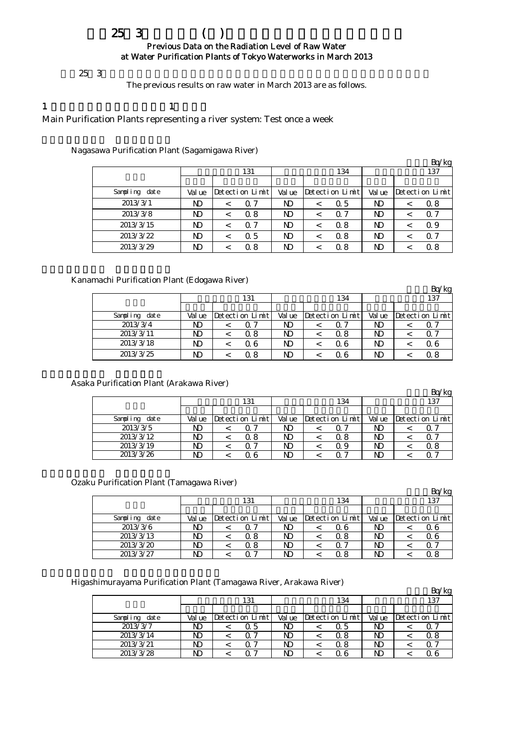# 25 3 ( )

**Previous Data on the Radiation Level of Raw Water at Water Purification Plants of Tokyo Waterworks in March 2013**

25 3

The previous results on raw water in March 2013 are as follows.

1 1

Main Purification Plants representing a river system: Test once a week

Nagasawa Purification Plant (Sagamigawa River)

Bq/kg

| | 131 | | | 134 | | | 137 | | |
|---|---|---|---|---|---|---|---|---|---|
| Sampling date | Value | Detection Limit | | Value | Detection Limit | | Value | Detection Limit | |
| 2013/3/1 | ND | < | 0.7 | ND | < | 0.5 | ND | < | 0.8 |
| 2013/3/8 | ND | < | 0.8 | ND | < | 0.7 | ND | < | 0.7 |
| 2013/3/15 | ND | < | 0.7 | ND | < | 0.8 | ND | < | 0.9 |
| 2013/3/22 | ND | < | 0.5 | ND | < | 0.8 | ND | < | 0.7 |
| 2013/3/29 | ND | < | 0.8 | ND | < | 0.8 | ND | < | 0.8 |

Kanamachi Purification Plant (Edogawa River)

Bq/kg

| | 131 | | | 134 | | | 137 | | |
|---|---|---|---|---|---|---|---|---|---|
| Sampling date | Value | Detection Limit | | Value | Detection Limit | | Value | Detection Limit | |
| 2013/3/4 | ND | < | 0.7 | ND | < | 0.7 | ND | < | 0.7 |
| 2013/3/11 | ND | < | 0.8 | ND | < | 0.8 | ND | < | 0.7 |
| 2013/3/18 | ND | < | 0.6 | ND | < | 0.6 | ND | < | 0.6 |
| 2013/3/25 | ND | < | 0.8 | ND | < | 0.6 | ND | < | 0.8 |

Asaka Purification Plant (Arakawa River)

Bq/kg

| | 131 | | | 134 | | | 137 | | |
|---|---|---|---|---|---|---|---|---|---|
| Sampling date | Value | Detection Limit | | Value | Detection Limit | | Value | Detection Limit | |
| 2013/3/5 | ND | < | 0.7 | ND | < | 0.7 | ND | < | 0.7 |
| 2013/3/12 | ND | < | 0.8 | ND | < | 0.8 | ND | < | 0.7 |
| 2013/3/19 | ND | < | 0.7 | ND | < | 0.9 | ND | < | 0.8 |
| 2013/3/26 | ND | < | 0.6 | ND | < | 0.7 | ND | < | 0.7 |

Ozaku Purification Plant (Tamagawa River)

Bq/kg

| | 131 | | | 134 | | | 137 | | |
|---|---|---|---|---|---|---|---|---|---|
| Sampling date | Value | Detection Limit | | Value | Detection Limit | | Value | Detection Limit | |
| 2013/3/6 | ND | < | 0.7 | ND | < | 0.6 | ND | < | 0.6 |
| 2013/3/13 | ND | < | 0.8 | ND | < | 0.8 | ND | < | 0.6 |
| 2013/3/20 | ND | < | 0.8 | ND | < | 0.7 | ND | < | 0.7 |
| 2013/3/27 | ND | < | 0.7 | ND | < | 0.8 | ND | < | 0.8 |

Higashimurayama Purification Plant (Tamagawa River, Arakawa River)

Bq/kg

| | 131 | | | 134 | | | 137 | | |
|---|---|---|---|---|---|---|---|---|---|
| Sampling date | Value | Detection Limit | | Value | Detection Limit | | Value | Detection Limit | |
| 2013/3/7 | ND | < | 0.5 | ND | < | 0.5 | ND | < | 0.7 |
| 2013/3/14 | ND | < | 0.7 | ND | < | 0.8 | ND | < | 0.8 |
| 2013/3/21 | ND | < | 0.7 | ND | < | 0.8 | ND | < | 0.7 |
| 2013/3/28 | ND | < | 0.7 | ND | < | 0.6 | ND | < | 0.6 |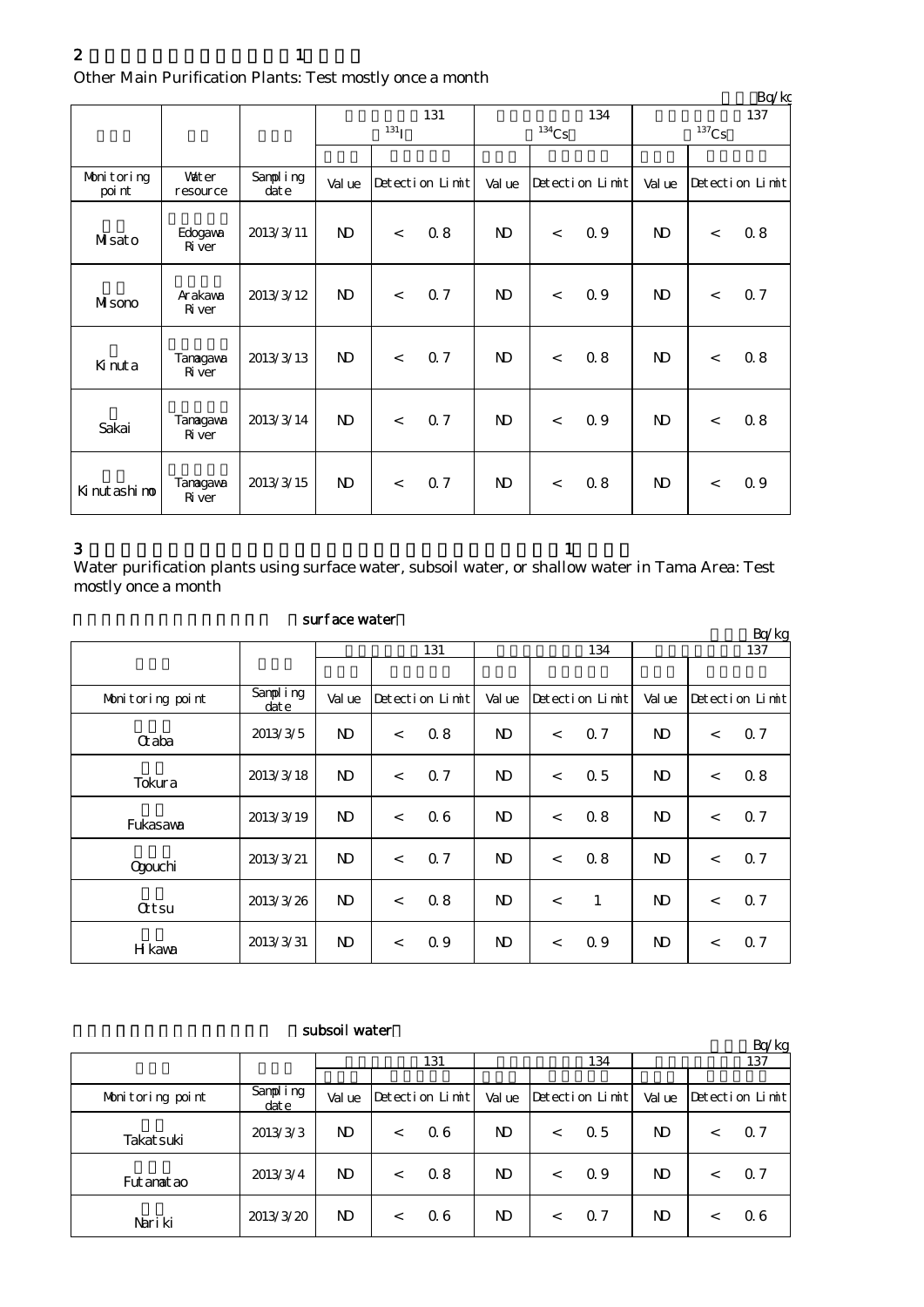## 2 1

Other Main Purification Plants: Test mostly once a month

Bq/kg

| | | | 131 ($^{131}I$) | | | 134 ($^{134}Cs$) | | | 137 ($^{137}Cs$) | | |
|---|---|---|---|---|---|---|---|---|---|---|---|
| Monitoring point | Water resource | Sampling date | Value | Detection Limit | | Value | Detection Limit | | Value | Detection Limit | |
| Misato | Edogawa River | 2013/3/11 | ND | < | 0.8 | ND | < | 0.9 | ND | < | 0.8 |
| Misono | Arakawa River | 2013/3/12 | ND | < | 0.7 | ND | < | 0.9 | ND | < | 0.7 |
| Kinuta | Tamagawa River | 2013/3/13 | ND | < | 0.7 | ND | < | 0.8 | ND | < | 0.8 |
| Sakai | Tamagawa River | 2013/3/14 | ND | < | 0.7 | ND | < | 0.9 | ND | < | 0.8 |
| Kinutashimo | Tamagawa River | 2013/3/15 | ND | < | 0.7 | ND | < | 0.8 | ND | < | 0.9 |

## 3 1

Water purification plants using surface water, subsoil water, or shallow water in Tama Area: Test mostly once a month

surface water

Bq/kg

| | | 131 | | | 134 | | | 137 | | |
|---|---|---|---|---|---|---|---|---|---|---|
| Monitoring point | Sampling date | Value | Detection Limit | | Value | Detection Limit | | Value | Detection Limit | |
| Otaba | 2013/3/5 | ND | < | 0.8 | ND | < | 0.7 | ND | < | 0.7 |
| Tokura | 2013/3/18 | ND | < | 0.7 | ND | < | 0.5 | ND | < | 0.8 |
| Fukasawa | 2013/3/19 | ND | < | 0.6 | ND | < | 0.8 | ND | < | 0.7 |
| Ogouchi | 2013/3/21 | ND | < | 0.7 | ND | < | 0.8 | ND | < | 0.7 |
| Ottsu | 2013/3/26 | ND | < | 0.8 | ND | < | 1 | ND | < | 0.7 |
| Hikawa | 2013/3/31 | ND | < | 0.9 | ND | < | 0.9 | ND | < | 0.7 |

subsoil water

Bq/kg

| | | 131 | | | 134 | | | 137 | | |
|---|---|---|---|---|---|---|---|---|---|---|
| Monitoring point | Sampling date | Value | Detection Limit | | Value | Detection Limit | | Value | Detection Limit | |
| Takatsuki | 2013/3/3 | ND | < | 0.6 | ND | < | 0.5 | ND | < | 0.7 |
| Futamatao | 2013/3/4 | ND | < | 0.8 | ND | < | 0.9 | ND | < | 0.7 |
| Nariki | 2013/3/20 | ND | < | 0.6 | ND | < | 0.7 | ND | < | 0.6 |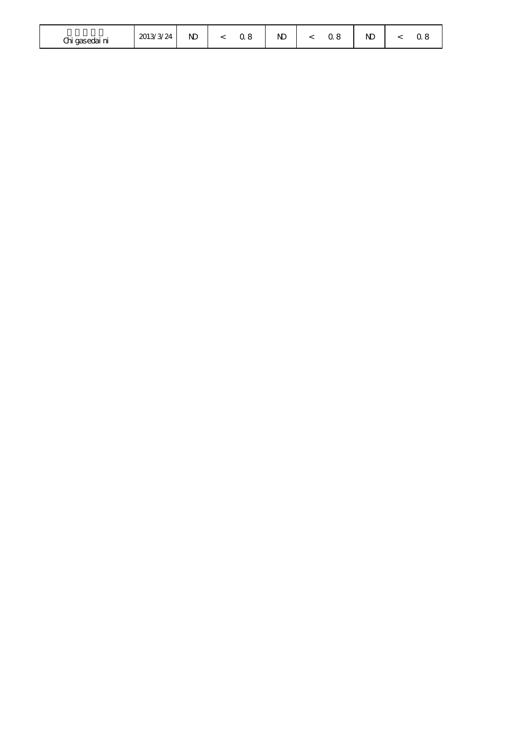| □□□□□ Chi gasedai ni | 2013/3/24 | ND | < | 0.8 | ND | < | 0.8 | ND | < | 0.8 |
|---|---|---|---|---|---|---|---|---|---|---|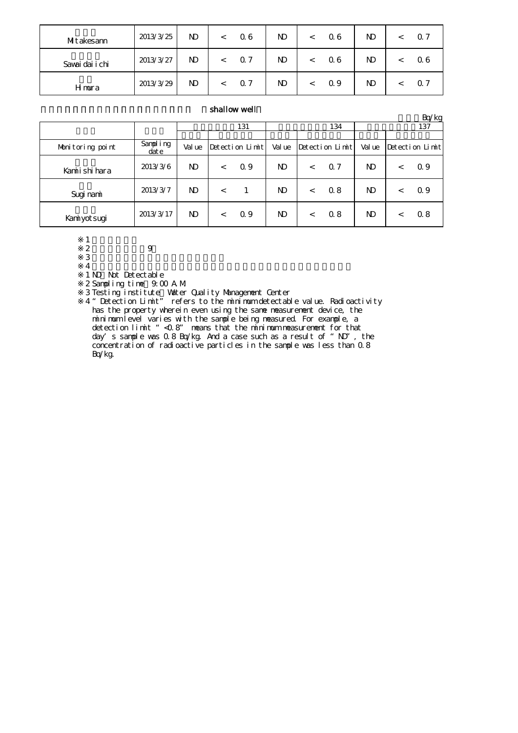| | | | | | | | | |
|---|---|---|---|---|---|---|---|---|
| Mitakesann | 2013/3/25 | ND | < | 0.6 | ND | < | 0.6 | ND | < 0.7 |
| Sawaidaiichi | 2013/3/27 | ND | < | 0.7 | ND | < | 0.6 | ND | < 0.6 |
| Hinura | 2013/3/29 | ND | < | 0.7 | ND | < | 0.9 | ND | < 0.7 |

shallow well

Bq/kg

| Monitoring point | Sampling date | 131 Value | 131 Detection Limit | | 134 Value | 134 Detection Limit | | 137 Value | 137 Detection Limit | |
|---|---|---|---|---|---|---|---|---|---|---|
| Kamiishihara | 2013/3/6 | ND | < | 0.9 | ND | < | 0.7 | ND | < | 0.9 |
| Suginami | 2013/3/7 | ND | < | 1 | ND | < | 0.8 | ND | < | 0.9 |
| Kamiyotsugi | 2013/3/17 | ND | < | 0.9 | ND | < | 0.8 | ND | < | 0.8 |

※1
※2 9
※3
※4
※1 ND Not Detectable
※2 Sampling time 9:00 A.M.
※3 Testing institute Water Quality Management Center
※4 "Detection Limit" refers to the minimum detectable value. Radioactivity has the property wherein even using the same measurement device, the minimum level varies with the sample being measured. For example, a detection limit "<0.8" means that the minimum measurement for that day's sample was 0.8 Bq/kg. And a case such as a result of "ND", the concentration of radioactive particles in the sample was less than 0.8 Bq/kg.